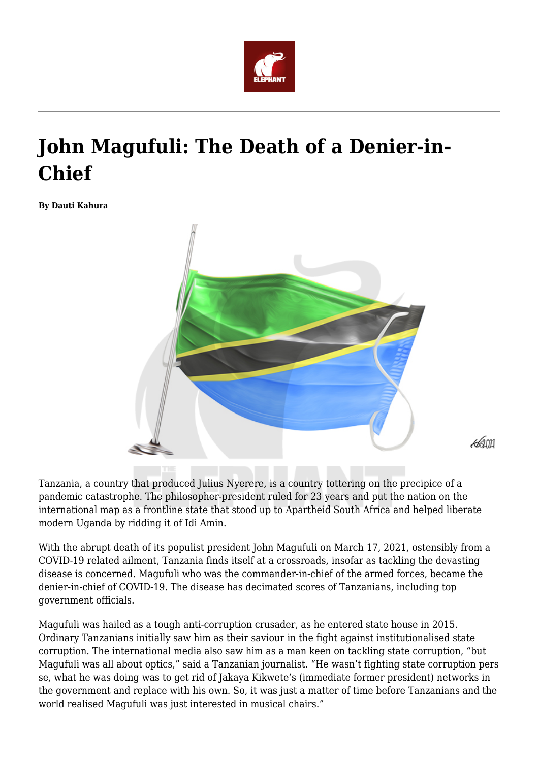# John Magufuli: The Death of a Denier-in-Chief

**By Dauti Kahura**

Tanzania, a country that produced Julius Nyerere, is a country tottering on the precipice of a pandemic catastrophe. The philosopher-president ruled for 23 years and put the nation on the international map as a frontline state that stood up to Apartheid South Africa and helped liberate modern Uganda by ridding it of Idi Amin.

With the abrupt death of its populist president John Magufuli on March 17, 2021, ostensibly from a COVID-19 related ailment, Tanzania finds itself at a crossroads, insofar as tackling the devasting disease is concerned. Magufuli who was the commander-in-chief of the armed forces, became the denier-in-chief of COVID-19. The disease has decimated scores of Tanzanians, including top government officials.

Magufuli was hailed as a tough anti-corruption crusader, as he entered state house in 2015. Ordinary Tanzanians initially saw him as their saviour in the fight against institutionalised state corruption. The international media also saw him as a man keen on tackling state corruption, "but Magufuli was all about optics," said a Tanzanian journalist. "He wasn't fighting state corruption pers se, what he was doing was to get rid of Jakaya Kikwete's (immediate former president) networks in the government and replace with his own. So, it was just a matter of time before Tanzanians and the world realised Magufuli was just interested in musical chairs."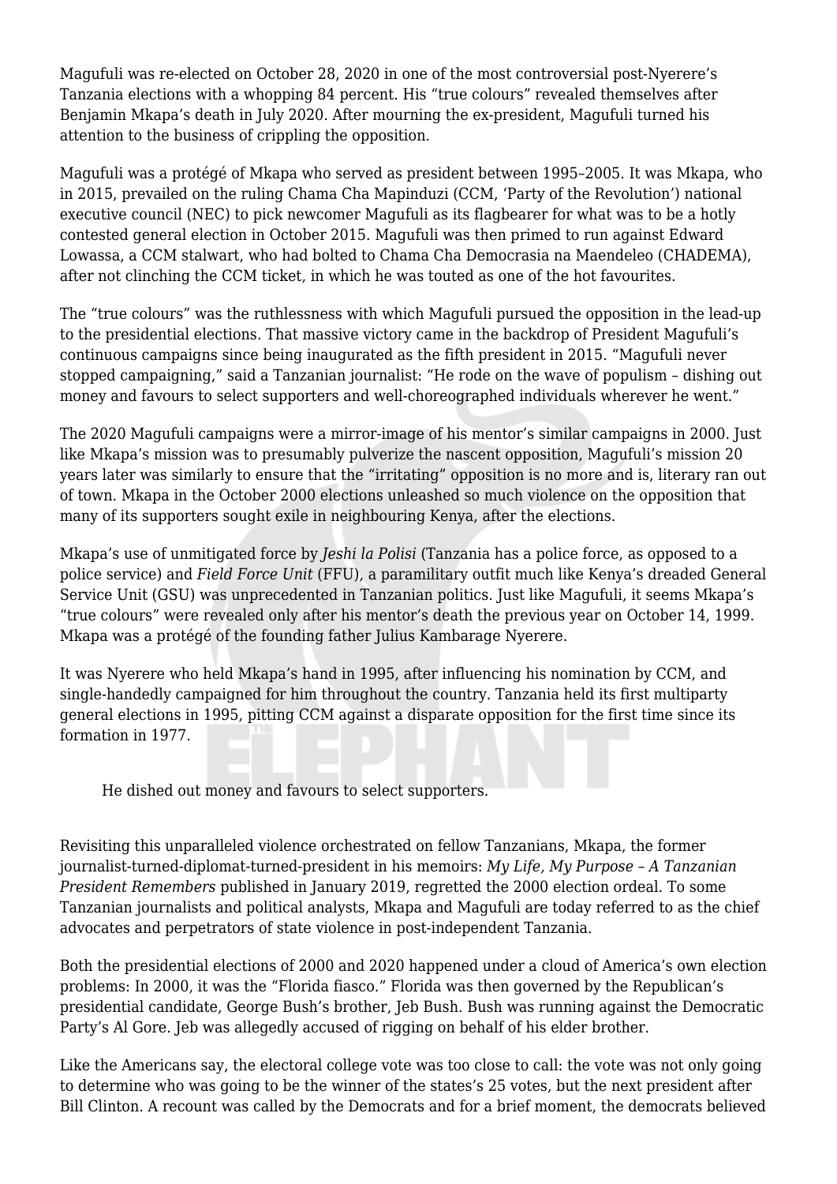Magufuli was re-elected on October 28, 2020 in one of the most controversial post-Nyerere's Tanzania elections with a whopping 84 percent. His "true colours" revealed themselves after Benjamin Mkapa's death in July 2020. After mourning the ex-president, Magufuli turned his attention to the business of crippling the opposition.

Magufuli was a protégé of Mkapa who served as president between 1995–2005. It was Mkapa, who in 2015, prevailed on the ruling Chama Cha Mapinduzi (CCM, 'Party of the Revolution') national executive council (NEC) to pick newcomer Magufuli as its flagbearer for what was to be a hotly contested general election in October 2015. Magufuli was then primed to run against Edward Lowassa, a CCM stalwart, who had bolted to Chama Cha Democrasia na Maendeleo (CHADEMA), after not clinching the CCM ticket, in which he was touted as one of the hot favourites.

The "true colours" was the ruthlessness with which Magufuli pursued the opposition in the lead-up to the presidential elections. That massive victory came in the backdrop of President Magufuli's continuous campaigns since being inaugurated as the fifth president in 2015. "Magufuli never stopped campaigning," said a Tanzanian journalist: "He rode on the wave of populism – dishing out money and favours to select supporters and well-choreographed individuals wherever he went."

The 2020 Magufuli campaigns were a mirror-image of his mentor's similar campaigns in 2000. Just like Mkapa's mission was to presumably pulverize the nascent opposition, Magufuli's mission 20 years later was similarly to ensure that the "irritating" opposition is no more and is, literary ran out of town. Mkapa in the October 2000 elections unleashed so much violence on the opposition that many of its supporters sought exile in neighbouring Kenya, after the elections.

Mkapa's use of unmitigated force by *Jeshi la Polisi* (Tanzania has a police force, as opposed to a police service) and *Field Force Unit* (FFU), a paramilitary outfit much like Kenya's dreaded General Service Unit (GSU) was unprecedented in Tanzanian politics. Just like Magufuli, it seems Mkapa's "true colours" were revealed only after his mentor's death the previous year on October 14, 1999. Mkapa was a protégé of the founding father Julius Kambarage Nyerere.

It was Nyerere who held Mkapa's hand in 1995, after influencing his nomination by CCM, and single-handedly campaigned for him throughout the country. Tanzania held its first multiparty general elections in 1995, pitting CCM against a disparate opposition for the first time since its formation in 1977.

> He dished out money and favours to select supporters.

Revisiting this unparalleled violence orchestrated on fellow Tanzanians, Mkapa, the former journalist-turned-diplomat-turned-president in his memoirs: *My Life, My Purpose – A Tanzanian President Remembers* published in January 2019, regretted the 2000 election ordeal. To some Tanzanian journalists and political analysts, Mkapa and Magufuli are today referred to as the chief advocates and perpetrators of state violence in post-independent Tanzania.

Both the presidential elections of 2000 and 2020 happened under a cloud of America's own election problems: In 2000, it was the "Florida fiasco." Florida was then governed by the Republican's presidential candidate, George Bush's brother, Jeb Bush. Bush was running against the Democratic Party's Al Gore. Jeb was allegedly accused of rigging on behalf of his elder brother.

Like the Americans say, the electoral college vote was too close to call: the vote was not only going to determine who was going to be the winner of the states's 25 votes, but the next president after Bill Clinton. A recount was called by the Democrats and for a brief moment, the democrats believed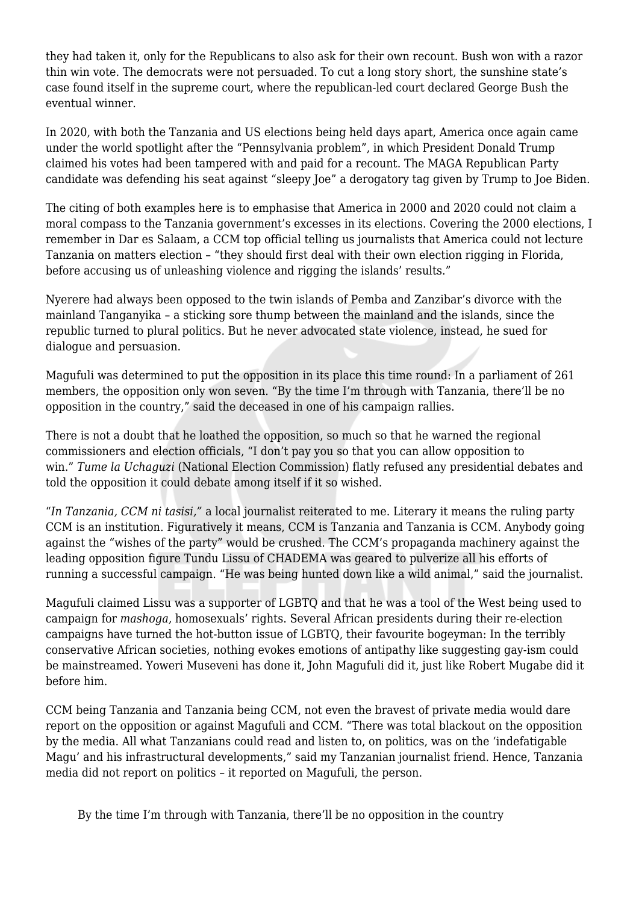they had taken it, only for the Republicans to also ask for their own recount. Bush won with a razor thin win vote. The democrats were not persuaded. To cut a long story short, the sunshine state's case found itself in the supreme court, where the republican-led court declared George Bush the eventual winner.

In 2020, with both the Tanzania and US elections being held days apart, America once again came under the world spotlight after the "Pennsylvania problem", in which President Donald Trump claimed his votes had been tampered with and paid for a recount. The MAGA Republican Party candidate was defending his seat against "sleepy Joe" a derogatory tag given by Trump to Joe Biden.

The citing of both examples here is to emphasise that America in 2000 and 2020 could not claim a moral compass to the Tanzania government's excesses in its elections. Covering the 2000 elections, I remember in Dar es Salaam, a CCM top official telling us journalists that America could not lecture Tanzania on matters election – "they should first deal with their own election rigging in Florida, before accusing us of unleashing violence and rigging the islands' results."

Nyerere had always been opposed to the twin islands of Pemba and Zanzibar's divorce with the mainland Tanganyika – a sticking sore thump between the mainland and the islands, since the republic turned to plural politics. But he never advocated state violence, instead, he sued for dialogue and persuasion.

Magufuli was determined to put the opposition in its place this time round: In a parliament of 261 members, the opposition only won seven. "By the time I'm through with Tanzania, there'll be no opposition in the country," said the deceased in one of his campaign rallies.

There is not a doubt that he loathed the opposition, so much so that he warned the regional commissioners and election officials, "I don't pay you so that you can allow opposition to win." *Tume la Uchaguzi* (National Election Commission) flatly refused any presidential debates and told the opposition it could debate among itself if it so wished.

"*In Tanzania, CCM ni tasisi,*" a local journalist reiterated to me. Literary it means the ruling party CCM is an institution. Figuratively it means, CCM is Tanzania and Tanzania is CCM. Anybody going against the "wishes of the party" would be crushed. The CCM's propaganda machinery against the leading opposition figure Tundu Lissu of CHADEMA was geared to pulverize all his efforts of running a successful campaign. "He was being hunted down like a wild animal," said the journalist.

Magufuli claimed Lissu was a supporter of LGBTQ and that he was a tool of the West being used to campaign for *mashoga,* homosexuals' rights. Several African presidents during their re-election campaigns have turned the hot-button issue of LGBTQ, their favourite bogeyman: In the terribly conservative African societies, nothing evokes emotions of antipathy like suggesting gay-ism could be mainstreamed. Yoweri Museveni has done it, John Magufuli did it, just like Robert Mugabe did it before him.

CCM being Tanzania and Tanzania being CCM, not even the bravest of private media would dare report on the opposition or against Magufuli and CCM. "There was total blackout on the opposition by the media. All what Tanzanians could read and listen to, on politics, was on the 'indefatigable Magu' and his infrastructural developments," said my Tanzanian journalist friend. Hence, Tanzania media did not report on politics – it reported on Magufuli, the person.

> By the time I'm through with Tanzania, there'll be no opposition in the country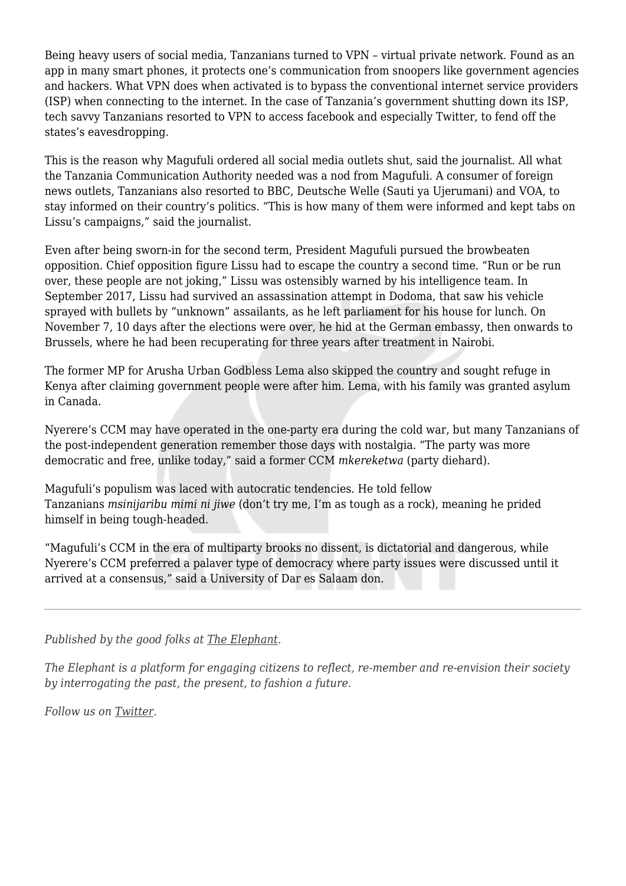Being heavy users of social media, Tanzanians turned to VPN – virtual private network. Found as an app in many smart phones, it protects one's communication from snoopers like government agencies and hackers. What VPN does when activated is to bypass the conventional internet service providers (ISP) when connecting to the internet. In the case of Tanzania's government shutting down its ISP, tech savvy Tanzanians resorted to VPN to access facebook and especially Twitter, to fend off the states's eavesdropping.

This is the reason why Magufuli ordered all social media outlets shut, said the journalist. All what the Tanzania Communication Authority needed was a nod from Magufuli. A consumer of foreign news outlets, Tanzanians also resorted to BBC, Deutsche Welle (Sauti ya Ujerumani) and VOA, to stay informed on their country's politics. "This is how many of them were informed and kept tabs on Lissu's campaigns," said the journalist.

Even after being sworn-in for the second term, President Magufuli pursued the browbeaten opposition. Chief opposition figure Lissu had to escape the country a second time. "Run or be run over, these people are not joking," Lissu was ostensibly warned by his intelligence team. In September 2017, Lissu had survived an assassination attempt in Dodoma, that saw his vehicle sprayed with bullets by "unknown" assailants, as he left parliament for his house for lunch. On November 7, 10 days after the elections were over, he hid at the German embassy, then onwards to Brussels, where he had been recuperating for three years after treatment in Nairobi.

The former MP for Arusha Urban Godbless Lema also skipped the country and sought refuge in Kenya after claiming government people were after him. Lema, with his family was granted asylum in Canada.

Nyerere's CCM may have operated in the one-party era during the cold war, but many Tanzanians of the post-independent generation remember those days with nostalgia. "The party was more democratic and free, unlike today," said a former CCM *mkereketwa* (party diehard).

Magufuli's populism was laced with autocratic tendencies. He told fellow Tanzanians *msinijaribu mimi ni jiwe* (don't try me, I'm as tough as a rock), meaning he prided himself in being tough-headed.

"Magufuli's CCM in the era of multiparty brooks no dissent, is dictatorial and dangerous, while Nyerere's CCM preferred a palaver type of democracy where party issues were discussed until it arrived at a consensus," said a University of Dar es Salaam don.

---

*Published by the good folks at The Elephant.*

*The Elephant is a platform for engaging citizens to reflect, re-member and re-envision their society by interrogating the past, the present, to fashion a future.*

*Follow us on Twitter.*